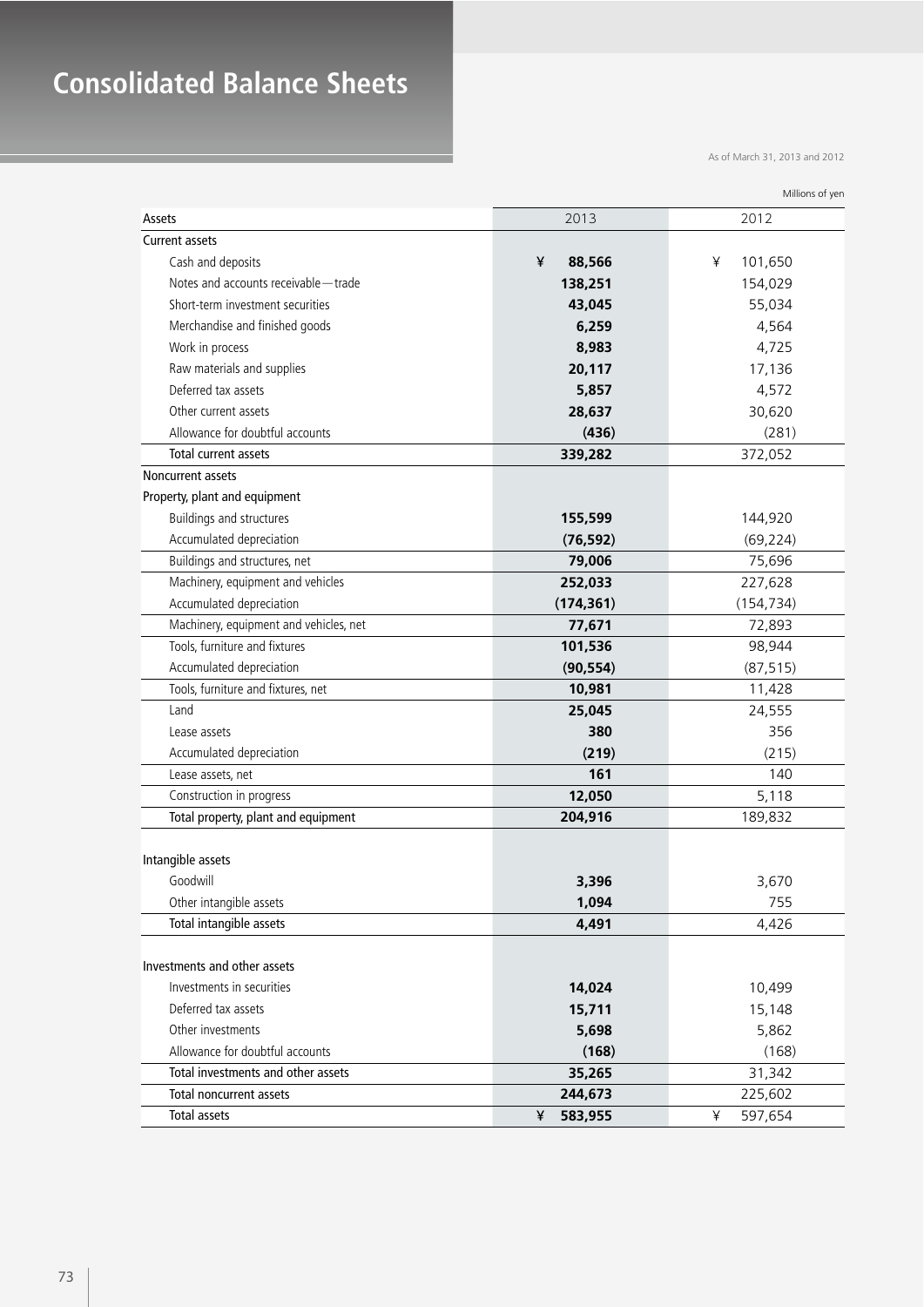# Consolidated Balance Sheets

As of March 31, 2013 and 2012

Millions of yen

| Assets | 2013 | 2012 |
|---|---|---|
| Current assets | | |
| Cash and deposits | ¥ 88,566 | ¥ 101,650 |
| Notes and accounts receivable—trade | 138,251 | 154,029 |
| Short-term investment securities | 43,045 | 55,034 |
| Merchandise and finished goods | 6,259 | 4,564 |
| Work in process | 8,983 | 4,725 |
| Raw materials and supplies | 20,117 | 17,136 |
| Deferred tax assets | 5,857 | 4,572 |
| Other current assets | 28,637 | 30,620 |
| Allowance for doubtful accounts | (436) | (281) |
| Total current assets | 339,282 | 372,052 |
| Noncurrent assets | | |
| Property, plant and equipment | | |
| Buildings and structures | 155,599 | 144,920 |
| Accumulated depreciation | (76,592) | (69,224) |
| Buildings and structures, net | 79,006 | 75,696 |
| Machinery, equipment and vehicles | 252,033 | 227,628 |
| Accumulated depreciation | (174,361) | (154,734) |
| Machinery, equipment and vehicles, net | 77,671 | 72,893 |
| Tools, furniture and fixtures | 101,536 | 98,944 |
| Accumulated depreciation | (90,554) | (87,515) |
| Tools, furniture and fixtures, net | 10,981 | 11,428 |
| Land | 25,045 | 24,555 |
| Lease assets | 380 | 356 |
| Accumulated depreciation | (219) | (215) |
| Lease assets, net | 161 | 140 |
| Construction in progress | 12,050 | 5,118 |
| Total property, plant and equipment | 204,916 | 189,832 |
| Intangible assets | | |
| Goodwill | 3,396 | 3,670 |
| Other intangible assets | 1,094 | 755 |
| Total intangible assets | 4,491 | 4,426 |
| Investments and other assets | | |
| Investments in securities | 14,024 | 10,499 |
| Deferred tax assets | 15,711 | 15,148 |
| Other investments | 5,698 | 5,862 |
| Allowance for doubtful accounts | (168) | (168) |
| Total investments and other assets | 35,265 | 31,342 |
| Total noncurrent assets | 244,673 | 225,602 |
| Total assets | ¥ 583,955 | ¥ 597,654 |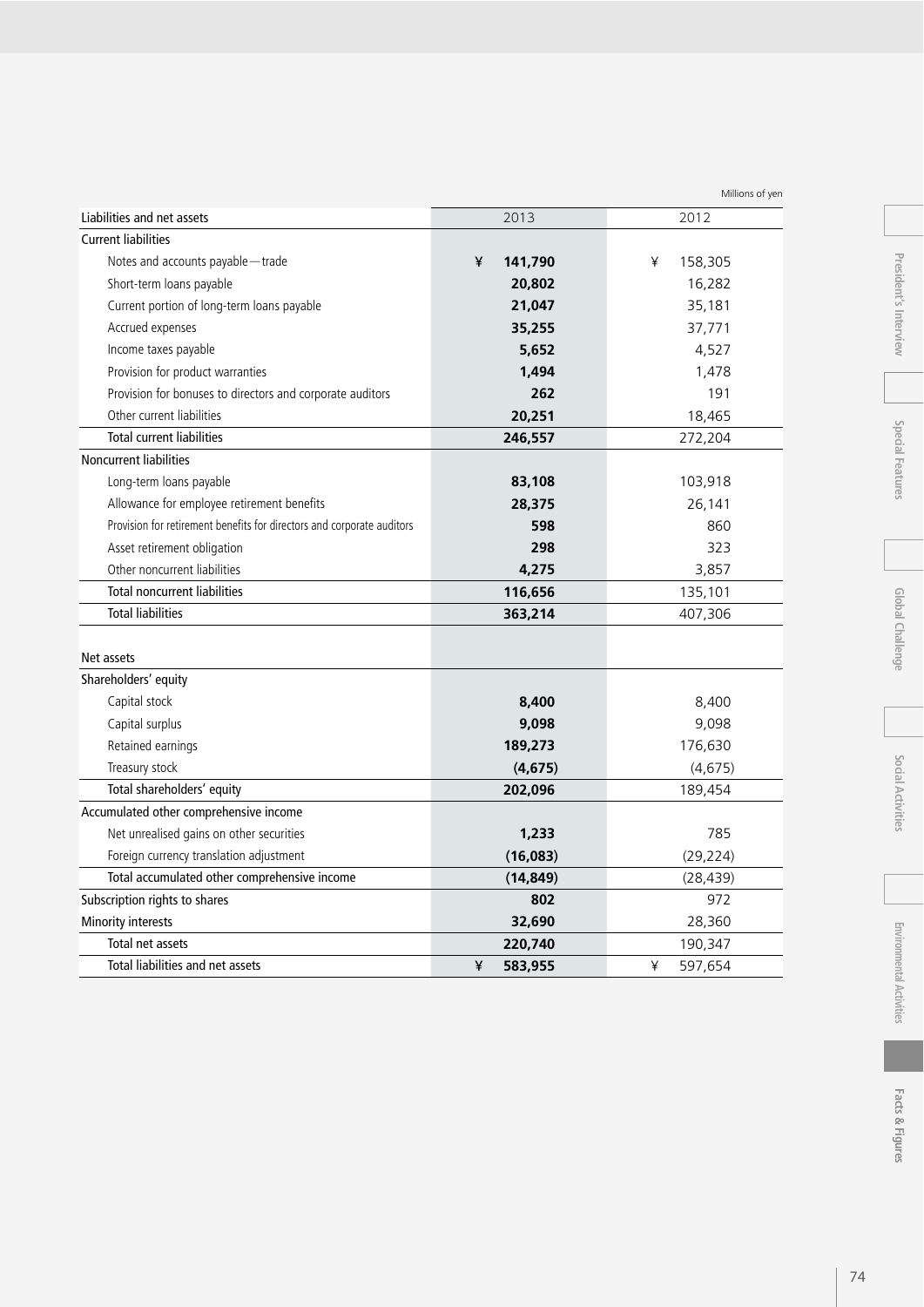Millions of yen

| Liabilities and net assets | 2013 | 2012 |
|---|---|---|
| **Current liabilities** | | |
| Notes and accounts payable—trade | **¥ 141,790** | ¥ 158,305 |
| Short-term loans payable | **20,802** | 16,282 |
| Current portion of long-term loans payable | **21,047** | 35,181 |
| Accrued expenses | **35,255** | 37,771 |
| Income taxes payable | **5,652** | 4,527 |
| Provision for product warranties | **1,494** | 1,478 |
| Provision for bonuses to directors and corporate auditors | **262** | 191 |
| Other current liabilities | **20,251** | 18,465 |
| Total current liabilities | **246,557** | 272,204 |
| **Noncurrent liabilities** | | |
| Long-term loans payable | **83,108** | 103,918 |
| Allowance for employee retirement benefits | **28,375** | 26,141 |
| Provision for retirement benefits for directors and corporate auditors | **598** | 860 |
| Asset retirement obligation | **298** | 323 |
| Other noncurrent liabilities | **4,275** | 3,857 |
| Total noncurrent liabilities | **116,656** | 135,101 |
| Total liabilities | **363,214** | 407,306 |
| **Net assets** | | |
| **Shareholders' equity** | | |
| Capital stock | **8,400** | 8,400 |
| Capital surplus | **9,098** | 9,098 |
| Retained earnings | **189,273** | 176,630 |
| Treasury stock | **(4,675)** | (4,675) |
| Total shareholders' equity | **202,096** | 189,454 |
| **Accumulated other comprehensive income** | | |
| Net unrealised gains on other securities | **1,233** | 785 |
| Foreign currency translation adjustment | **(16,083)** | (29,224) |
| Total accumulated other comprehensive income | **(14,849)** | (28,439) |
| Subscription rights to shares | **802** | 972 |
| Minority interests | **32,690** | 28,360 |
| Total net assets | **220,740** | 190,347 |
| Total liabilities and net assets | **¥ 583,955** | ¥ 597,654 |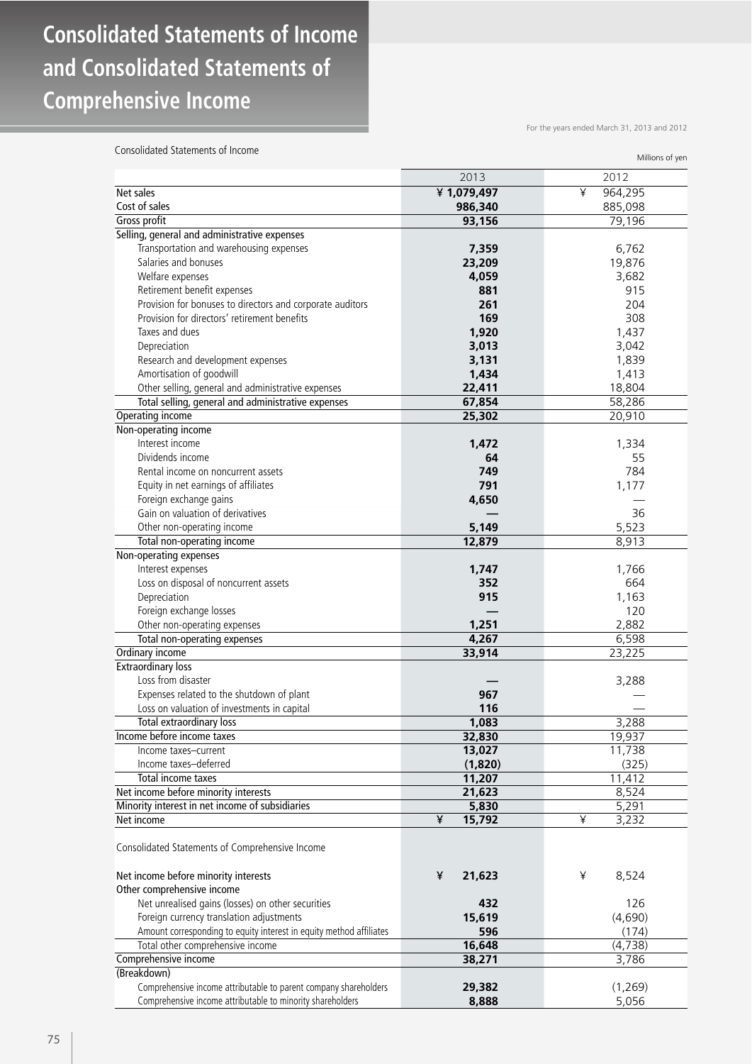# Consolidated Statements of Income and Consolidated Statements of Comprehensive Income

For the years ended March 31, 2013 and 2012

Consolidated Statements of Income

Millions of yen

| | 2013 | 2012 |
|---|---|---|
| Net sales | **¥ 1,079,497** | ¥ 964,295 |
| Cost of sales | **986,340** | 885,098 |
| Gross profit | **93,156** | 79,196 |
| Selling, general and administrative expenses | | |
| Transportation and warehousing expenses | **7,359** | 6,762 |
| Salaries and bonuses | **23,209** | 19,876 |
| Welfare expenses | **4,059** | 3,682 |
| Retirement benefit expenses | **881** | 915 |
| Provision for bonuses to directors and corporate auditors | **261** | 204 |
| Provision for directors' retirement benefits | **169** | 308 |
| Taxes and dues | **1,920** | 1,437 |
| Depreciation | **3,013** | 3,042 |
| Research and development expenses | **3,131** | 1,839 |
| Amortisation of goodwill | **1,434** | 1,413 |
| Other selling, general and administrative expenses | **22,411** | 18,804 |
| Total selling, general and administrative expenses | **67,854** | 58,286 |
| Operating income | **25,302** | 20,910 |
| Non-operating income | | |
| Interest income | **1,472** | 1,334 |
| Dividends income | **64** | 55 |
| Rental income on noncurrent assets | **749** | 784 |
| Equity in net earnings of affiliates | **791** | 1,177 |
| Foreign exchange gains | **4,650** | — |
| Gain on valuation of derivatives | **—** | 36 |
| Other non-operating income | **5,149** | 5,523 |
| Total non-operating income | **12,879** | 8,913 |
| Non-operating expenses | | |
| Interest expenses | **1,747** | 1,766 |
| Loss on disposal of noncurrent assets | **352** | 664 |
| Depreciation | **915** | 1,163 |
| Foreign exchange losses | **—** | 120 |
| Other non-operating expenses | **1,251** | 2,882 |
| Total non-operating expenses | **4,267** | 6,598 |
| Ordinary income | **33,914** | 23,225 |
| Extraordinary loss | | |
| Loss from disaster | **—** | 3,288 |
| Expenses related to the shutdown of plant | **967** | — |
| Loss on valuation of investments in capital | **116** | — |
| Total extraordinary loss | **1,083** | 3,288 |
| Income before income taxes | **32,830** | 19,937 |
| Income taxes–current | **13,027** | 11,738 |
| Income taxes–deferred | **(1,820)** | (325) |
| Total income taxes | **11,207** | 11,412 |
| Net income before minority interests | **21,623** | 8,524 |
| Minority interest in net income of subsidiaries | **5,830** | 5,291 |
| Net income | **¥ 15,792** | ¥ 3,232 |

Consolidated Statements of Comprehensive Income

| | 2013 | 2012 |
|---|---|---|
| Net income before minority interests | **¥ 21,623** | ¥ 8,524 |
| Other comprehensive income | | |
| Net unrealised gains (losses) on other securities | **432** | 126 |
| Foreign currency translation adjustments | **15,619** | (4,690) |
| Amount corresponding to equity interest in equity method affiliates | **596** | (174) |
| Total other comprehensive income | **16,648** | (4,738) |
| Comprehensive income | **38,271** | 3,786 |
| (Breakdown) | | |
| Comprehensive income attributable to parent company shareholders | **29,382** | (1,269) |
| Comprehensive income attributable to minority shareholders | **8,888** | 5,056 |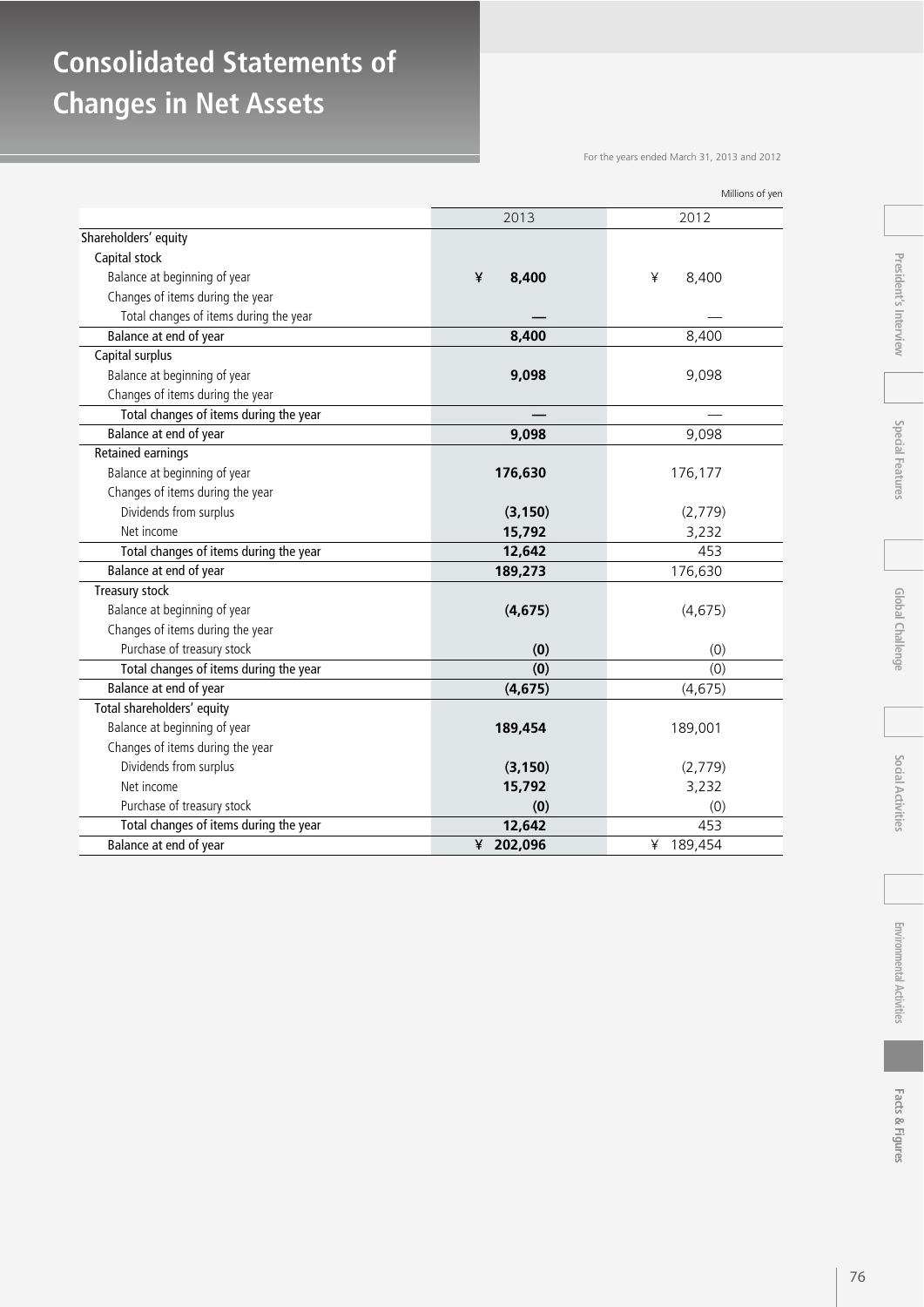# Consolidated Statements of Changes in Net Assets

For the years ended March 31, 2013 and 2012

Millions of yen

| | 2013 | 2012 |
|---|---|---|
| Shareholders' equity | | |
| Capital stock | | |
| Balance at beginning of year | ¥ 8,400 | ¥ 8,400 |
| Changes of items during the year | | |
| Total changes of items during the year | — | — |
| Balance at end of year | 8,400 | 8,400 |
| Capital surplus | | |
| Balance at beginning of year | 9,098 | 9,098 |
| Changes of items during the year | | |
| Total changes of items during the year | — | — |
| Balance at end of year | 9,098 | 9,098 |
| Retained earnings | | |
| Balance at beginning of year | 176,630 | 176,177 |
| Changes of items during the year | | |
| Dividends from surplus | (3,150) | (2,779) |
| Net income | 15,792 | 3,232 |
| Total changes of items during the year | 12,642 | 453 |
| Balance at end of year | 189,273 | 176,630 |
| Treasury stock | | |
| Balance at beginning of year | (4,675) | (4,675) |
| Changes of items during the year | | |
| Purchase of treasury stock | (0) | (0) |
| Total changes of items during the year | (0) | (0) |
| Balance at end of year | (4,675) | (4,675) |
| Total shareholders' equity | | |
| Balance at beginning of year | 189,454 | 189,001 |
| Changes of items during the year | | |
| Dividends from surplus | (3,150) | (2,779) |
| Net income | 15,792 | 3,232 |
| Purchase of treasury stock | (0) | (0) |
| Total changes of items during the year | 12,642 | 453 |
| Balance at end of year | ¥ 202,096 | ¥ 189,454 |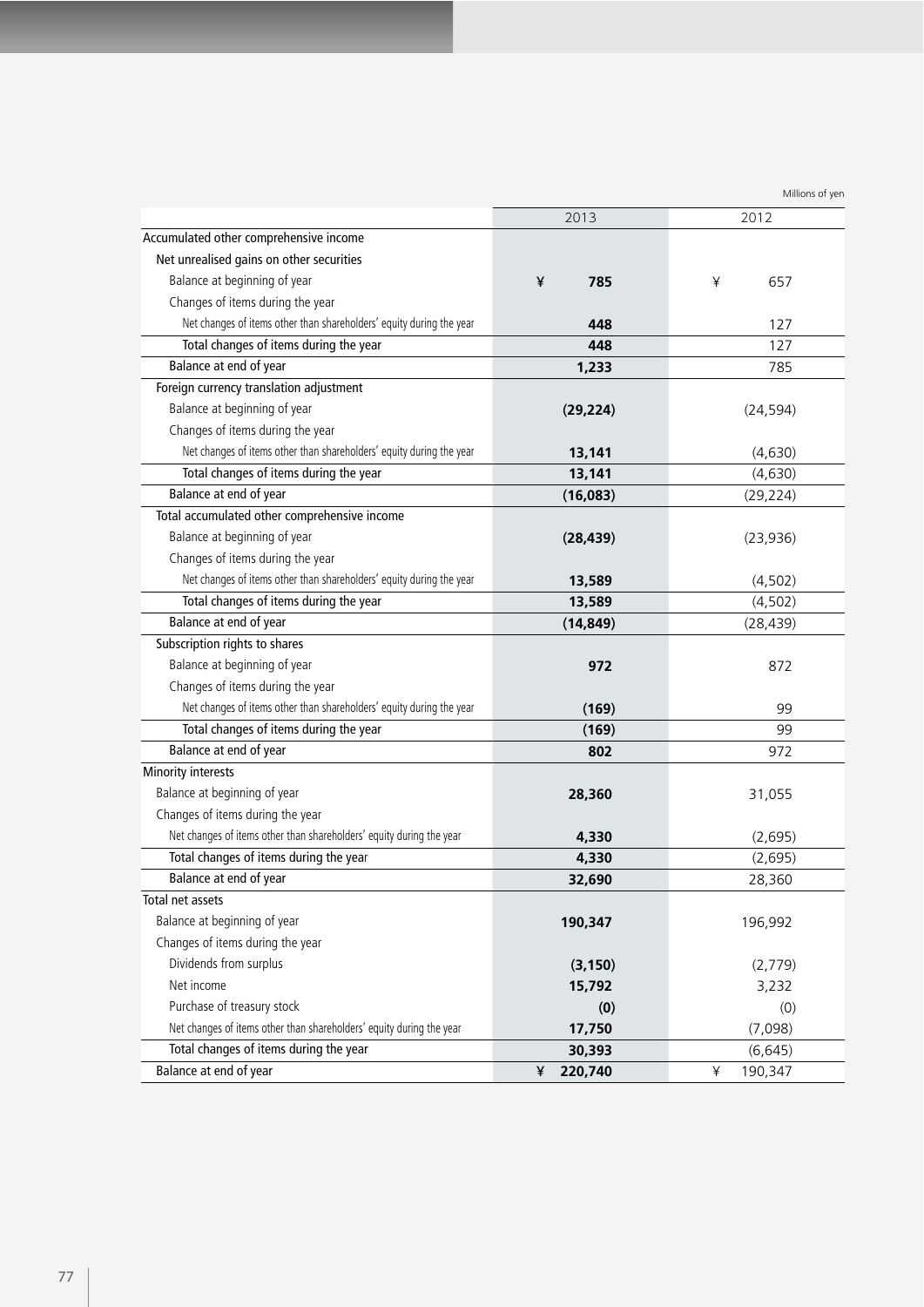Millions of yen

| | 2013 | 2012 |
|---|---|---|
| Accumulated other comprehensive income | | |
| Net unrealised gains on other securities | | |
| Balance at beginning of year | **¥ 785** | ¥ 657 |
| Changes of items during the year | | |
| Net changes of items other than shareholders' equity during the year | **448** | 127 |
| Total changes of items during the year | **448** | 127 |
| Balance at end of year | **1,233** | 785 |
| Foreign currency translation adjustment | | |
| Balance at beginning of year | **(29,224)** | (24,594) |
| Changes of items during the year | | |
| Net changes of items other than shareholders' equity during the year | **13,141** | (4,630) |
| Total changes of items during the year | **13,141** | (4,630) |
| Balance at end of year | **(16,083)** | (29,224) |
| Total accumulated other comprehensive income | | |
| Balance at beginning of year | **(28,439)** | (23,936) |
| Changes of items during the year | | |
| Net changes of items other than shareholders' equity during the year | **13,589** | (4,502) |
| Total changes of items during the year | **13,589** | (4,502) |
| Balance at end of year | **(14,849)** | (28,439) |
| Subscription rights to shares | | |
| Balance at beginning of year | **972** | 872 |
| Changes of items during the year | | |
| Net changes of items other than shareholders' equity during the year | **(169)** | 99 |
| Total changes of items during the year | **(169)** | 99 |
| Balance at end of year | **802** | 972 |
| Minority interests | | |
| Balance at beginning of year | **28,360** | 31,055 |
| Changes of items during the year | | |
| Net changes of items other than shareholders' equity during the year | **4,330** | (2,695) |
| Total changes of items during the year | **4,330** | (2,695) |
| Balance at end of year | **32,690** | 28,360 |
| Total net assets | | |
| Balance at beginning of year | **190,347** | 196,992 |
| Changes of items during the year | | |
| Dividends from surplus | **(3,150)** | (2,779) |
| Net income | **15,792** | 3,232 |
| Purchase of treasury stock | **(0)** | (0) |
| Net changes of items other than shareholders' equity during the year | **17,750** | (7,098) |
| Total changes of items during the year | **30,393** | (6,645) |
| Balance at end of year | **¥ 220,740** | ¥ 190,347 |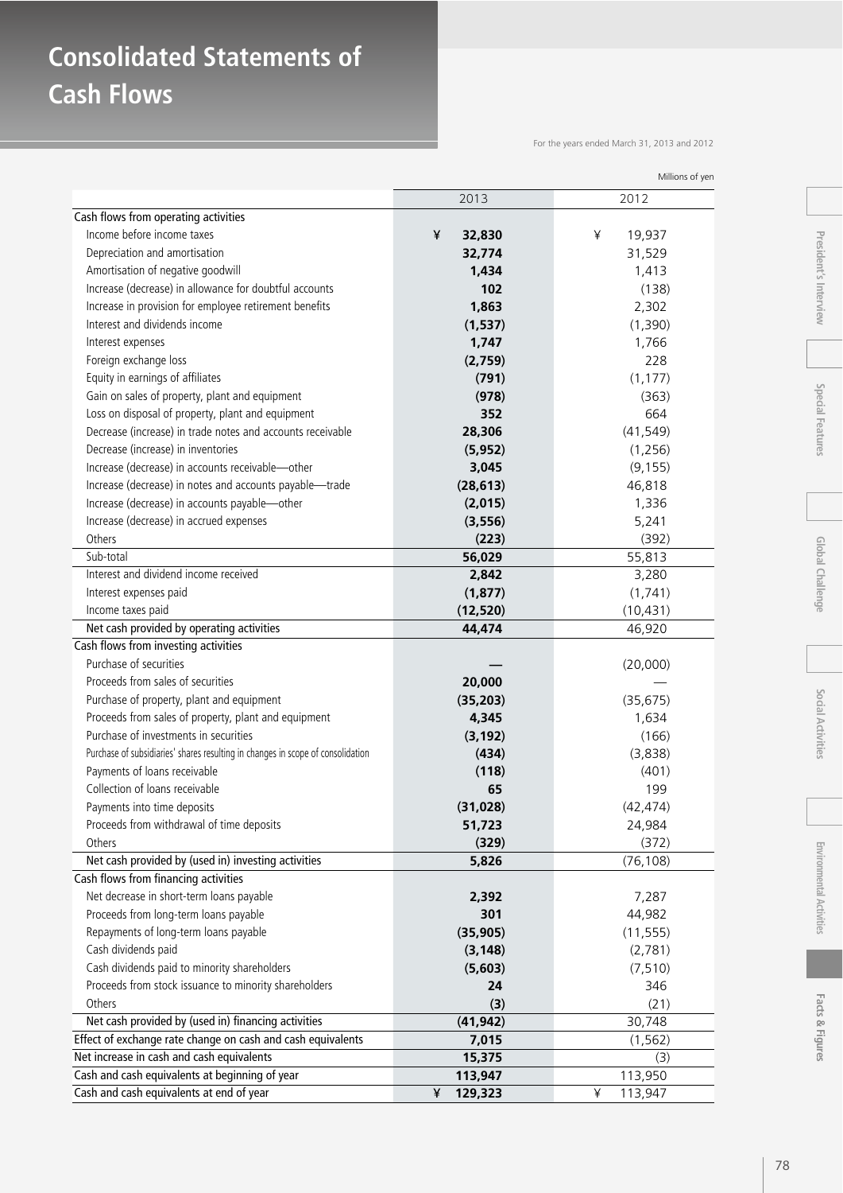# Consolidated Statements of Cash Flows

For the years ended March 31, 2013 and 2012

Millions of yen

| | 2013 | 2012 |
|---|---|---|
| Cash flows from operating activities | | |
| Income before income taxes | ¥ 32,830 | ¥ 19,937 |
| Depreciation and amortisation | 32,774 | 31,529 |
| Amortisation of negative goodwill | 1,434 | 1,413 |
| Increase (decrease) in allowance for doubtful accounts | 102 | (138) |
| Increase in provision for employee retirement benefits | 1,863 | 2,302 |
| Interest and dividends income | (1,537) | (1,390) |
| Interest expenses | 1,747 | 1,766 |
| Foreign exchange loss | (2,759) | 228 |
| Equity in earnings of affiliates | (791) | (1,177) |
| Gain on sales of property, plant and equipment | (978) | (363) |
| Loss on disposal of property, plant and equipment | 352 | 664 |
| Decrease (increase) in trade notes and accounts receivable | 28,306 | (41,549) |
| Decrease (increase) in inventories | (5,952) | (1,256) |
| Increase (decrease) in accounts receivable—other | 3,045 | (9,155) |
| Increase (decrease) in notes and accounts payable—trade | (28,613) | 46,818 |
| Increase (decrease) in accounts payable—other | (2,015) | 1,336 |
| Increase (decrease) in accrued expenses | (3,556) | 5,241 |
| Others | (223) | (392) |
| Sub-total | 56,029 | 55,813 |
| Interest and dividend income received | 2,842 | 3,280 |
| Interest expenses paid | (1,877) | (1,741) |
| Income taxes paid | (12,520) | (10,431) |
| Net cash provided by operating activities | 44,474 | 46,920 |
| Cash flows from investing activities | | |
| Purchase of securities | — | (20,000) |
| Proceeds from sales of securities | 20,000 | — |
| Purchase of property, plant and equipment | (35,203) | (35,675) |
| Proceeds from sales of property, plant and equipment | 4,345 | 1,634 |
| Purchase of investments in securities | (3,192) | (166) |
| Purchase of subsidiaries' shares resulting in changes in scope of consolidation | (434) | (3,838) |
| Payments of loans receivable | (118) | (401) |
| Collection of loans receivable | 65 | 199 |
| Payments into time deposits | (31,028) | (42,474) |
| Proceeds from withdrawal of time deposits | 51,723 | 24,984 |
| Others | (329) | (372) |
| Net cash provided by (used in) investing activities | 5,826 | (76,108) |
| Cash flows from financing activities | | |
| Net decrease in short-term loans payable | 2,392 | 7,287 |
| Proceeds from long-term loans payable | 301 | 44,982 |
| Repayments of long-term loans payable | (35,905) | (11,555) |
| Cash dividends paid | (3,148) | (2,781) |
| Cash dividends paid to minority shareholders | (5,603) | (7,510) |
| Proceeds from stock issuance to minority shareholders | 24 | 346 |
| Others | (3) | (21) |
| Net cash provided by (used in) financing activities | (41,942) | 30,748 |
| Effect of exchange rate change on cash and cash equivalents | 7,015 | (1,562) |
| Net increase in cash and cash equivalents | 15,375 | (3) |
| Cash and cash equivalents at beginning of year | 113,947 | 113,950 |
| Cash and cash equivalents at end of year | ¥ 129,323 | ¥ 113,947 |